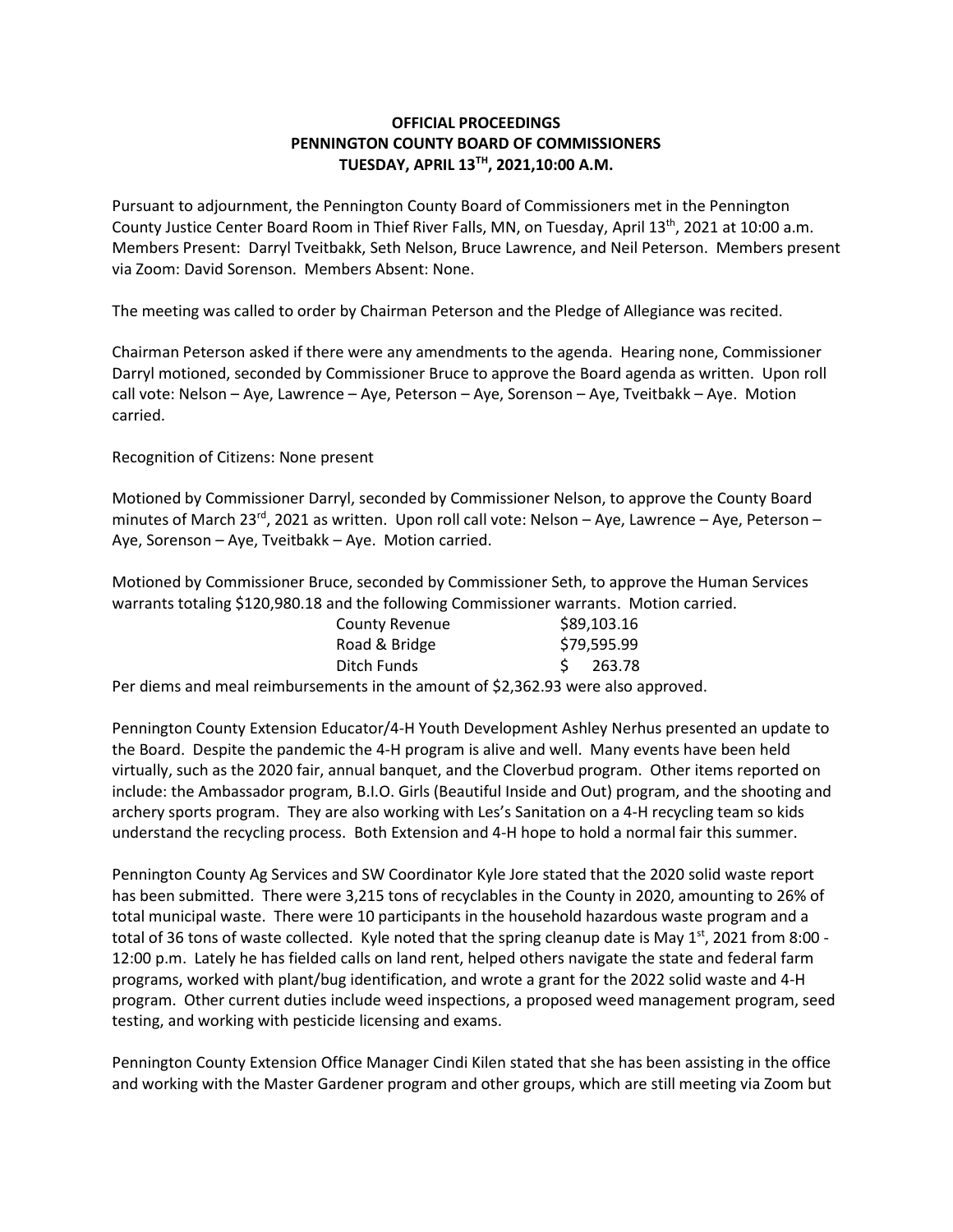# OFFICIAL PROCEEDINGS
# PENNINGTON COUNTY BOARD OF COMMISSIONERS
# TUESDAY, APRIL 13TH, 2021,10:00 A.M.

Pursuant to adjournment, the Pennington County Board of Commissioners met in the Pennington County Justice Center Board Room in Thief River Falls, MN, on Tuesday, April 13th, 2021 at 10:00 a.m. Members Present: Darryl Tveitbakk, Seth Nelson, Bruce Lawrence, and Neil Peterson. Members present via Zoom: David Sorenson. Members Absent: None.

The meeting was called to order by Chairman Peterson and the Pledge of Allegiance was recited.

Chairman Peterson asked if there were any amendments to the agenda. Hearing none, Commissioner Darryl motioned, seconded by Commissioner Bruce to approve the Board agenda as written. Upon roll call vote: Nelson – Aye, Lawrence – Aye, Peterson – Aye, Sorenson – Aye, Tveitbakk – Aye. Motion carried.

Recognition of Citizens: None present

Motioned by Commissioner Darryl, seconded by Commissioner Nelson, to approve the County Board minutes of March 23rd, 2021 as written. Upon roll call vote: Nelson – Aye, Lawrence – Aye, Peterson – Aye, Sorenson – Aye, Tveitbakk – Aye. Motion carried.

Motioned by Commissioner Bruce, seconded by Commissioner Seth, to approve the Human Services warrants totaling $120,980.18 and the following Commissioner warrants. Motion carried.

| | |
|---|---|
| County Revenue | $89,103.16 |
| Road & Bridge | $79,595.99 |
| Ditch Funds | $ 263.78 |

Per diems and meal reimbursements in the amount of $2,362.93 were also approved.

Pennington County Extension Educator/4-H Youth Development Ashley Nerhus presented an update to the Board. Despite the pandemic the 4-H program is alive and well. Many events have been held virtually, such as the 2020 fair, annual banquet, and the Cloverbud program. Other items reported on include: the Ambassador program, B.I.O. Girls (Beautiful Inside and Out) program, and the shooting and archery sports program. They are also working with Les's Sanitation on a 4-H recycling team so kids understand the recycling process. Both Extension and 4-H hope to hold a normal fair this summer.

Pennington County Ag Services and SW Coordinator Kyle Jore stated that the 2020 solid waste report has been submitted. There were 3,215 tons of recyclables in the County in 2020, amounting to 26% of total municipal waste. There were 10 participants in the household hazardous waste program and a total of 36 tons of waste collected. Kyle noted that the spring cleanup date is May 1st, 2021 from 8:00 - 12:00 p.m. Lately he has fielded calls on land rent, helped others navigate the state and federal farm programs, worked with plant/bug identification, and wrote a grant for the 2022 solid waste and 4-H program. Other current duties include weed inspections, a proposed weed management program, seed testing, and working with pesticide licensing and exams.

Pennington County Extension Office Manager Cindi Kilen stated that she has been assisting in the office and working with the Master Gardener program and other groups, which are still meeting via Zoom but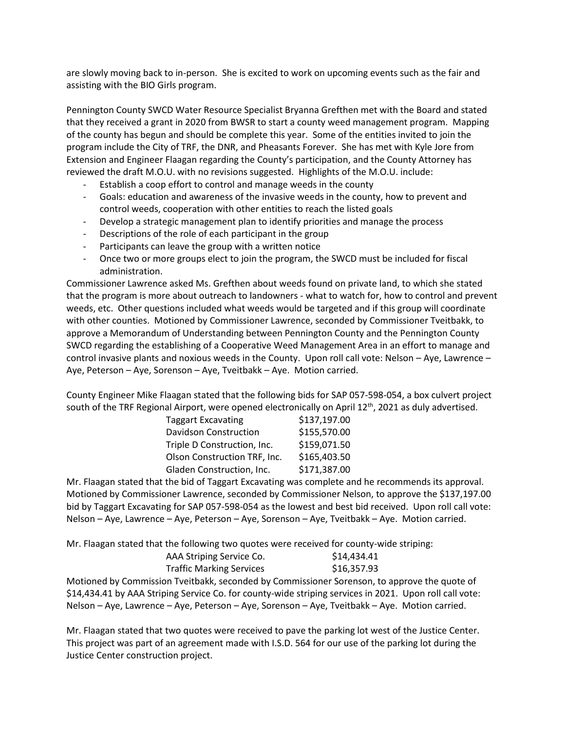are slowly moving back to in-person. She is excited to work on upcoming events such as the fair and assisting with the BIO Girls program.

Pennington County SWCD Water Resource Specialist Bryanna Grefthen met with the Board and stated that they received a grant in 2020 from BWSR to start a county weed management program. Mapping of the county has begun and should be complete this year. Some of the entities invited to join the program include the City of TRF, the DNR, and Pheasants Forever. She has met with Kyle Jore from Extension and Engineer Flaagan regarding the County's participation, and the County Attorney has reviewed the draft M.O.U. with no revisions suggested. Highlights of the M.O.U. include:

- Establish a coop effort to control and manage weeds in the county
- Goals: education and awareness of the invasive weeds in the county, how to prevent and control weeds, cooperation with other entities to reach the listed goals
- Develop a strategic management plan to identify priorities and manage the process
- Descriptions of the role of each participant in the group
- Participants can leave the group with a written notice
- Once two or more groups elect to join the program, the SWCD must be included for fiscal administration.

Commissioner Lawrence asked Ms. Grefthen about weeds found on private land, to which she stated that the program is more about outreach to landowners - what to watch for, how to control and prevent weeds, etc. Other questions included what weeds would be targeted and if this group will coordinate with other counties. Motioned by Commissioner Lawrence, seconded by Commissioner Tveitbakk, to approve a Memorandum of Understanding between Pennington County and the Pennington County SWCD regarding the establishing of a Cooperative Weed Management Area in an effort to manage and control invasive plants and noxious weeds in the County. Upon roll call vote: Nelson – Aye, Lawrence – Aye, Peterson – Aye, Sorenson – Aye, Tveitbakk – Aye. Motion carried.

County Engineer Mike Flaagan stated that the following bids for SAP 057-598-054, a box culvert project south of the TRF Regional Airport, were opened electronically on April 12th, 2021 as duly advertised.

| | |
|---|---|
| Taggart Excavating | $137,197.00 |
| Davidson Construction | $155,570.00 |
| Triple D Construction, Inc. | $159,071.50 |
| Olson Construction TRF, Inc. | $165,403.50 |
| Gladen Construction, Inc. | $171,387.00 |

Mr. Flaagan stated that the bid of Taggart Excavating was complete and he recommends its approval. Motioned by Commissioner Lawrence, seconded by Commissioner Nelson, to approve the $137,197.00 bid by Taggart Excavating for SAP 057-598-054 as the lowest and best bid received. Upon roll call vote: Nelson – Aye, Lawrence – Aye, Peterson – Aye, Sorenson – Aye, Tveitbakk – Aye. Motion carried.

Mr. Flaagan stated that the following two quotes were received for county-wide striping:

| | |
|---|---|
| AAA Striping Service Co. | $14,434.41 |
| Traffic Marking Services | $16,357.93 |

Motioned by Commission Tveitbakk, seconded by Commissioner Sorenson, to approve the quote of $14,434.41 by AAA Striping Service Co. for county-wide striping services in 2021. Upon roll call vote: Nelson – Aye, Lawrence – Aye, Peterson – Aye, Sorenson – Aye, Tveitbakk – Aye. Motion carried.

Mr. Flaagan stated that two quotes were received to pave the parking lot west of the Justice Center. This project was part of an agreement made with I.S.D. 564 for our use of the parking lot during the Justice Center construction project.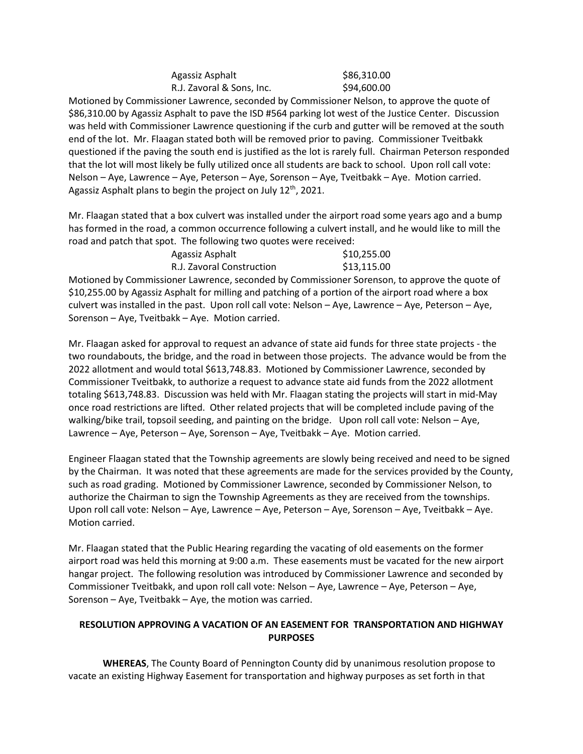| | |
|---|---|
| Agassiz Asphalt | \$86,310.00 |
| R.J. Zavoral & Sons, Inc. | \$94,600.00 |

Motioned by Commissioner Lawrence, seconded by Commissioner Nelson, to approve the quote of \$86,310.00 by Agassiz Asphalt to pave the ISD #564 parking lot west of the Justice Center. Discussion was held with Commissioner Lawrence questioning if the curb and gutter will be removed at the south end of the lot. Mr. Flaagan stated both will be removed prior to paving. Commissioner Tveitbakk questioned if the paving the south end is justified as the lot is rarely full. Chairman Peterson responded that the lot will most likely be fully utilized once all students are back to school. Upon roll call vote: Nelson – Aye, Lawrence – Aye, Peterson – Aye, Sorenson – Aye, Tveitbakk – Aye. Motion carried. Agassiz Asphalt plans to begin the project on July 12th, 2021.

Mr. Flaagan stated that a box culvert was installed under the airport road some years ago and a bump has formed in the road, a common occurrence following a culvert install, and he would like to mill the road and patch that spot. The following two quotes were received:

| | |
|---|---|
| Agassiz Asphalt | \$10,255.00 |
| R.J. Zavoral Construction | \$13,115.00 |

Motioned by Commissioner Lawrence, seconded by Commissioner Sorenson, to approve the quote of \$10,255.00 by Agassiz Asphalt for milling and patching of a portion of the airport road where a box culvert was installed in the past. Upon roll call vote: Nelson – Aye, Lawrence – Aye, Peterson – Aye, Sorenson – Aye, Tveitbakk – Aye. Motion carried.

Mr. Flaagan asked for approval to request an advance of state aid funds for three state projects - the two roundabouts, the bridge, and the road in between those projects. The advance would be from the 2022 allotment and would total \$613,748.83. Motioned by Commissioner Lawrence, seconded by Commissioner Tveitbakk, to authorize a request to advance state aid funds from the 2022 allotment totaling \$613,748.83. Discussion was held with Mr. Flaagan stating the projects will start in mid-May once road restrictions are lifted. Other related projects that will be completed include paving of the walking/bike trail, topsoil seeding, and painting on the bridge. Upon roll call vote: Nelson – Aye, Lawrence – Aye, Peterson – Aye, Sorenson – Aye, Tveitbakk – Aye. Motion carried.

Engineer Flaagan stated that the Township agreements are slowly being received and need to be signed by the Chairman. It was noted that these agreements are made for the services provided by the County, such as road grading. Motioned by Commissioner Lawrence, seconded by Commissioner Nelson, to authorize the Chairman to sign the Township Agreements as they are received from the townships. Upon roll call vote: Nelson – Aye, Lawrence – Aye, Peterson – Aye, Sorenson – Aye, Tveitbakk – Aye. Motion carried.

Mr. Flaagan stated that the Public Hearing regarding the vacating of old easements on the former airport road was held this morning at 9:00 a.m. These easements must be vacated for the new airport hangar project. The following resolution was introduced by Commissioner Lawrence and seconded by Commissioner Tveitbakk, and upon roll call vote: Nelson – Aye, Lawrence – Aye, Peterson – Aye, Sorenson – Aye, Tveitbakk – Aye, the motion was carried.

**RESOLUTION APPROVING A VACATION OF AN EASEMENT FOR TRANSPORTATION AND HIGHWAY PURPOSES**

**WHEREAS**, The County Board of Pennington County did by unanimous resolution propose to vacate an existing Highway Easement for transportation and highway purposes as set forth in that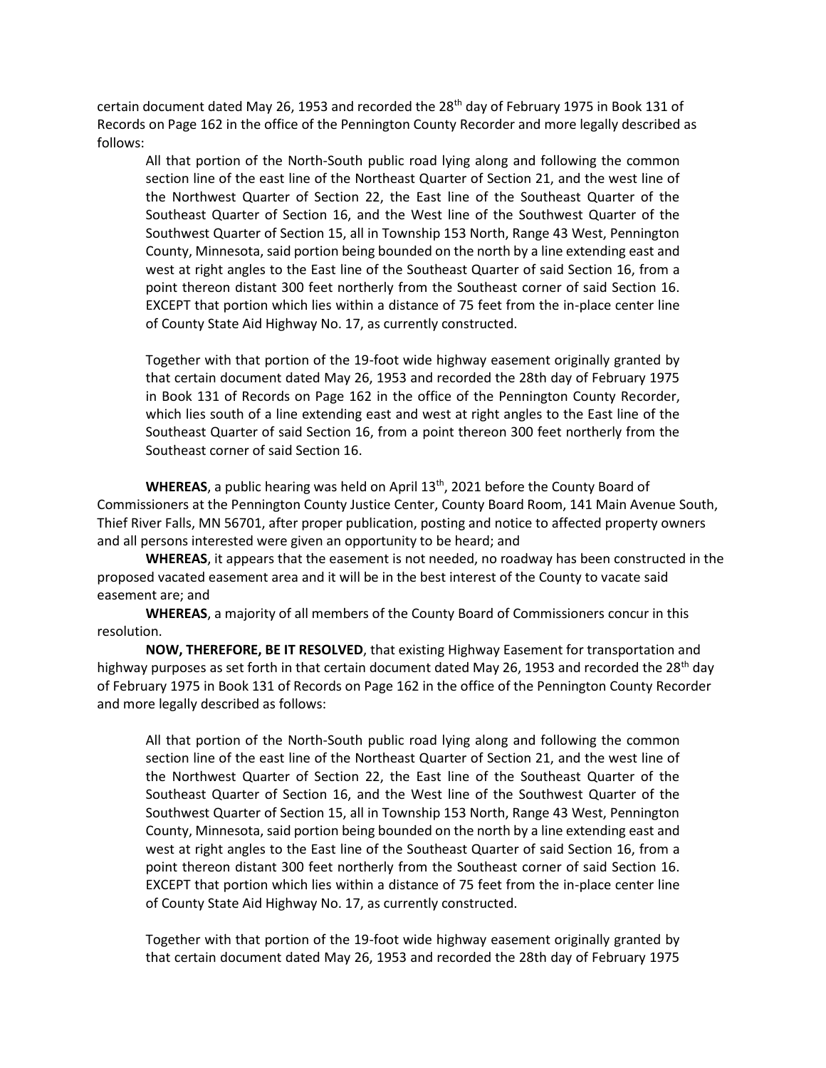certain document dated May 26, 1953 and recorded the 28th day of February 1975 in Book 131 of Records on Page 162 in the office of the Pennington County Recorder and more legally described as follows:

> All that portion of the North-South public road lying along and following the common section line of the east line of the Northeast Quarter of Section 21, and the west line of the Northwest Quarter of Section 22, the East line of the Southeast Quarter of the Southeast Quarter of Section 16, and the West line of the Southwest Quarter of the Southwest Quarter of Section 15, all in Township 153 North, Range 43 West, Pennington County, Minnesota, said portion being bounded on the north by a line extending east and west at right angles to the East line of the Southeast Quarter of said Section 16, from a point thereon distant 300 feet northerly from the Southeast corner of said Section 16. EXCEPT that portion which lies within a distance of 75 feet from the in-place center line of County State Aid Highway No. 17, as currently constructed.
>
> Together with that portion of the 19-foot wide highway easement originally granted by that certain document dated May 26, 1953 and recorded the 28th day of February 1975 in Book 131 of Records on Page 162 in the office of the Pennington County Recorder, which lies south of a line extending east and west at right angles to the East line of the Southeast Quarter of said Section 16, from a point thereon 300 feet northerly from the Southeast corner of said Section 16.

**WHEREAS**, a public hearing was held on April 13th, 2021 before the County Board of Commissioners at the Pennington County Justice Center, County Board Room, 141 Main Avenue South, Thief River Falls, MN 56701, after proper publication, posting and notice to affected property owners and all persons interested were given an opportunity to be heard; and

**WHEREAS**, it appears that the easement is not needed, no roadway has been constructed in the proposed vacated easement area and it will be in the best interest of the County to vacate said easement are; and

**WHEREAS**, a majority of all members of the County Board of Commissioners concur in this resolution.

**NOW, THEREFORE, BE IT RESOLVED**, that existing Highway Easement for transportation and highway purposes as set forth in that certain document dated May 26, 1953 and recorded the 28th day of February 1975 in Book 131 of Records on Page 162 in the office of the Pennington County Recorder and more legally described as follows:

> All that portion of the North-South public road lying along and following the common section line of the east line of the Northeast Quarter of Section 21, and the west line of the Northwest Quarter of Section 22, the East line of the Southeast Quarter of the Southeast Quarter of Section 16, and the West line of the Southwest Quarter of the Southwest Quarter of Section 15, all in Township 153 North, Range 43 West, Pennington County, Minnesota, said portion being bounded on the north by a line extending east and west at right angles to the East line of the Southeast Quarter of said Section 16, from a point thereon distant 300 feet northerly from the Southeast corner of said Section 16. EXCEPT that portion which lies within a distance of 75 feet from the in-place center line of County State Aid Highway No. 17, as currently constructed.
>
> Together with that portion of the 19-foot wide highway easement originally granted by that certain document dated May 26, 1953 and recorded the 28th day of February 1975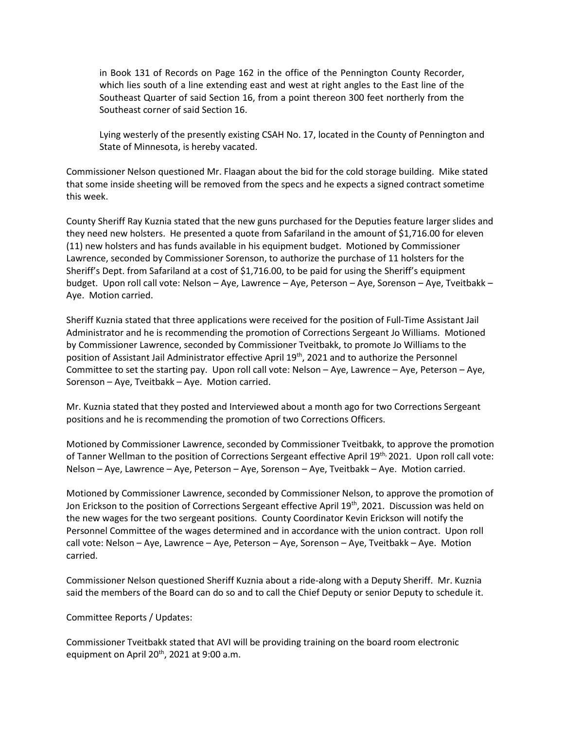in Book 131 of Records on Page 162 in the office of the Pennington County Recorder, which lies south of a line extending east and west at right angles to the East line of the Southeast Quarter of said Section 16, from a point thereon 300 feet northerly from the Southeast corner of said Section 16.

Lying westerly of the presently existing CSAH No. 17, located in the County of Pennington and State of Minnesota, is hereby vacated.

Commissioner Nelson questioned Mr. Flaagan about the bid for the cold storage building. Mike stated that some inside sheeting will be removed from the specs and he expects a signed contract sometime this week.

County Sheriff Ray Kuznia stated that the new guns purchased for the Deputies feature larger slides and they need new holsters. He presented a quote from Safariland in the amount of $1,716.00 for eleven (11) new holsters and has funds available in his equipment budget. Motioned by Commissioner Lawrence, seconded by Commissioner Sorenson, to authorize the purchase of 11 holsters for the Sheriff's Dept. from Safariland at a cost of $1,716.00, to be paid for using the Sheriff's equipment budget. Upon roll call vote: Nelson – Aye, Lawrence – Aye, Peterson – Aye, Sorenson – Aye, Tveitbakk – Aye. Motion carried.

Sheriff Kuznia stated that three applications were received for the position of Full-Time Assistant Jail Administrator and he is recommending the promotion of Corrections Sergeant Jo Williams. Motioned by Commissioner Lawrence, seconded by Commissioner Tveitbakk, to promote Jo Williams to the position of Assistant Jail Administrator effective April 19th, 2021 and to authorize the Personnel Committee to set the starting pay. Upon roll call vote: Nelson – Aye, Lawrence – Aye, Peterson – Aye, Sorenson – Aye, Tveitbakk – Aye. Motion carried.

Mr. Kuznia stated that they posted and Interviewed about a month ago for two Corrections Sergeant positions and he is recommending the promotion of two Corrections Officers.

Motioned by Commissioner Lawrence, seconded by Commissioner Tveitbakk, to approve the promotion of Tanner Wellman to the position of Corrections Sergeant effective April 19th, 2021. Upon roll call vote: Nelson – Aye, Lawrence – Aye, Peterson – Aye, Sorenson – Aye, Tveitbakk – Aye. Motion carried.

Motioned by Commissioner Lawrence, seconded by Commissioner Nelson, to approve the promotion of Jon Erickson to the position of Corrections Sergeant effective April 19th, 2021. Discussion was held on the new wages for the two sergeant positions. County Coordinator Kevin Erickson will notify the Personnel Committee of the wages determined and in accordance with the union contract. Upon roll call vote: Nelson – Aye, Lawrence – Aye, Peterson – Aye, Sorenson – Aye, Tveitbakk – Aye. Motion carried.

Commissioner Nelson questioned Sheriff Kuznia about a ride-along with a Deputy Sheriff. Mr. Kuznia said the members of the Board can do so and to call the Chief Deputy or senior Deputy to schedule it.

Committee Reports / Updates:

Commissioner Tveitbakk stated that AVI will be providing training on the board room electronic equipment on April 20th, 2021 at 9:00 a.m.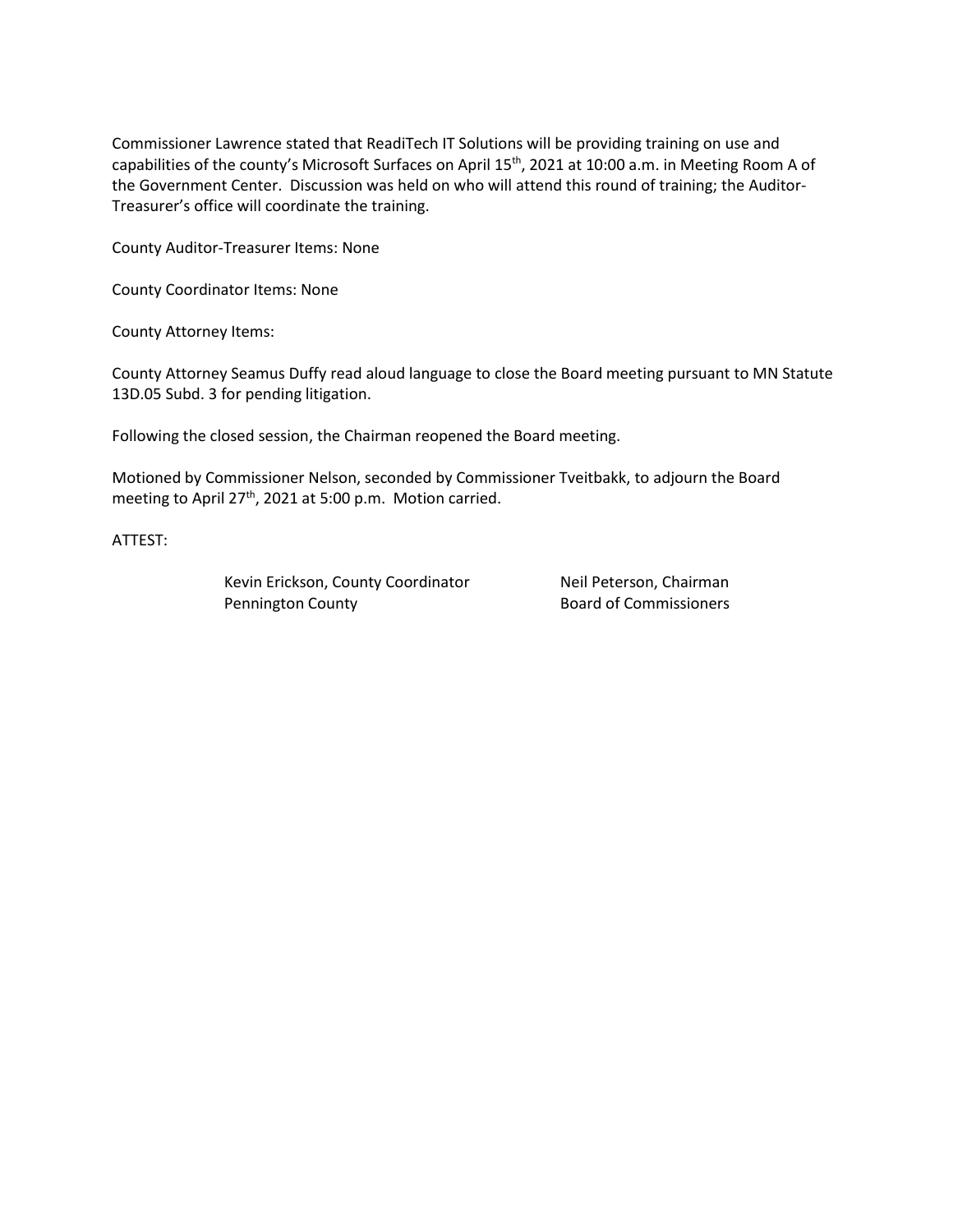Commissioner Lawrence stated that ReadiTech IT Solutions will be providing training on use and capabilities of the county's Microsoft Surfaces on April 15th, 2021 at 10:00 a.m. in Meeting Room A of the Government Center. Discussion was held on who will attend this round of training; the Auditor-Treasurer's office will coordinate the training.

County Auditor-Treasurer Items: None

County Coordinator Items: None

County Attorney Items:

County Attorney Seamus Duffy read aloud language to close the Board meeting pursuant to MN Statute 13D.05 Subd. 3 for pending litigation.

Following the closed session, the Chairman reopened the Board meeting.

Motioned by Commissioner Nelson, seconded by Commissioner Tveitbakk, to adjourn the Board meeting to April 27th, 2021 at 5:00 p.m. Motion carried.

ATTEST:

| | |
|---|---|
| Kevin Erickson, County Coordinator | Neil Peterson, Chairman |
| Pennington County | Board of Commissioners |